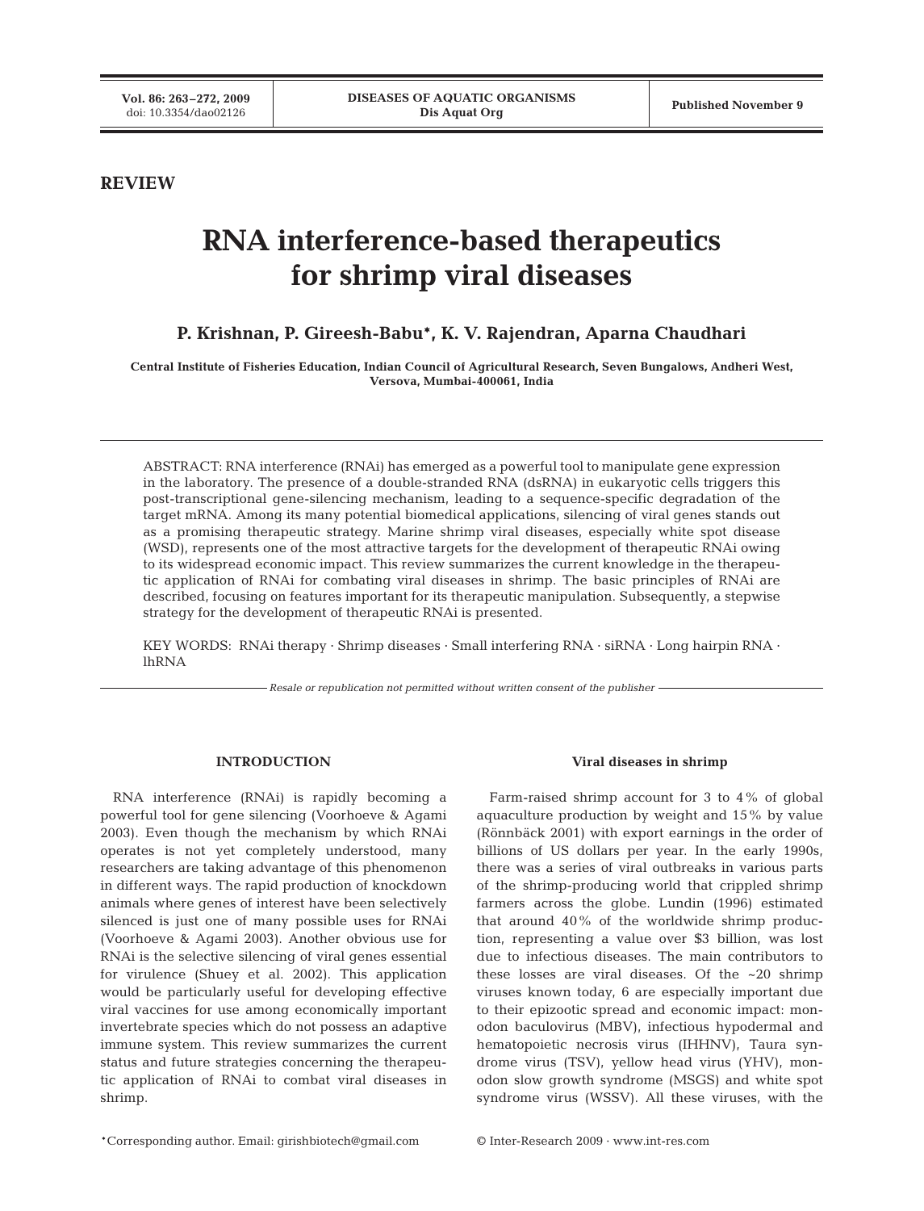REVIEW

# RNA interference-based therapeutics for shrimp viral diseases

**P. Krishnan, P. Gireesh-Babu*, K. V. Rajendran, Aparna Chaudhari**

Central Institute of Fisheries Education, Indian Council of Agricultural Research, Seven Bungalows, Andheri West, Versova, Mumbai-400061, India

ABSTRACT: RNA interference (RNAi) has emerged as a powerful tool to manipulate gene expression in the laboratory. The presence of a double-stranded RNA (dsRNA) in eukaryotic cells triggers this post-transcriptional gene-silencing mechanism, leading to a sequence-specific degradation of the target mRNA. Among its many potential biomedical applications, silencing of viral genes stands out as a promising therapeutic strategy. Marine shrimp viral diseases, especially white spot disease (WSD), represents one of the most attractive targets for the development of therapeutic RNAi owing to its widespread economic impact. This review summarizes the current knowledge in the therapeutic application of RNAi for combating viral diseases in shrimp. The basic principles of RNAi are described, focusing on features important for its therapeutic manipulation. Subsequently, a stepwise strategy for the development of therapeutic RNAi is presented.

KEY WORDS: RNAi therapy · Shrimp diseases · Small interfering RNA · siRNA · Long hairpin RNA · lhRNA

*Resale or republication not permitted without written consent of the publisher*

## INTRODUCTION

RNA interference (RNAi) is rapidly becoming a powerful tool for gene silencing (Voorhoeve & Agami 2003). Even though the mechanism by which RNAi operates is not yet completely understood, many researchers are taking advantage of this phenomenon in different ways. The rapid production of knockdown animals where genes of interest have been selectively silenced is just one of many possible uses for RNAi (Voorhoeve & Agami 2003). Another obvious use for RNAi is the selective silencing of viral genes essential for virulence (Shuey et al. 2002). This application would be particularly useful for developing effective viral vaccines for use among economically important invertebrate species which do not possess an adaptive immune system. This review summarizes the current status and future strategies concerning the therapeutic application of RNAi to combat viral diseases in shrimp.

### Viral diseases in shrimp

Farm-raised shrimp account for 3 to 4% of global aquaculture production by weight and 15% by value (Rönnbäck 2001) with export earnings in the order of billions of US dollars per year. In the early 1990s, there was a series of viral outbreaks in various parts of the shrimp-producing world that crippled shrimp farmers across the globe. Lundin (1996) estimated that around 40% of the worldwide shrimp production, representing a value over $3 billion, was lost due to infectious diseases. The main contributors to these losses are viral diseases. Of the ~20 shrimp viruses known today, 6 are especially important due to their epizootic spread and economic impact: monodon baculovirus (MBV), infectious hypodermal and hematopoietic necrosis virus (IHHNV), Taura syndrome virus (TSV), yellow head virus (YHV), monodon slow growth syndrome (MSGS) and white spot syndrome virus (WSSV). All these viruses, with the

*Corresponding author. Email: girishbiotech@gmail.com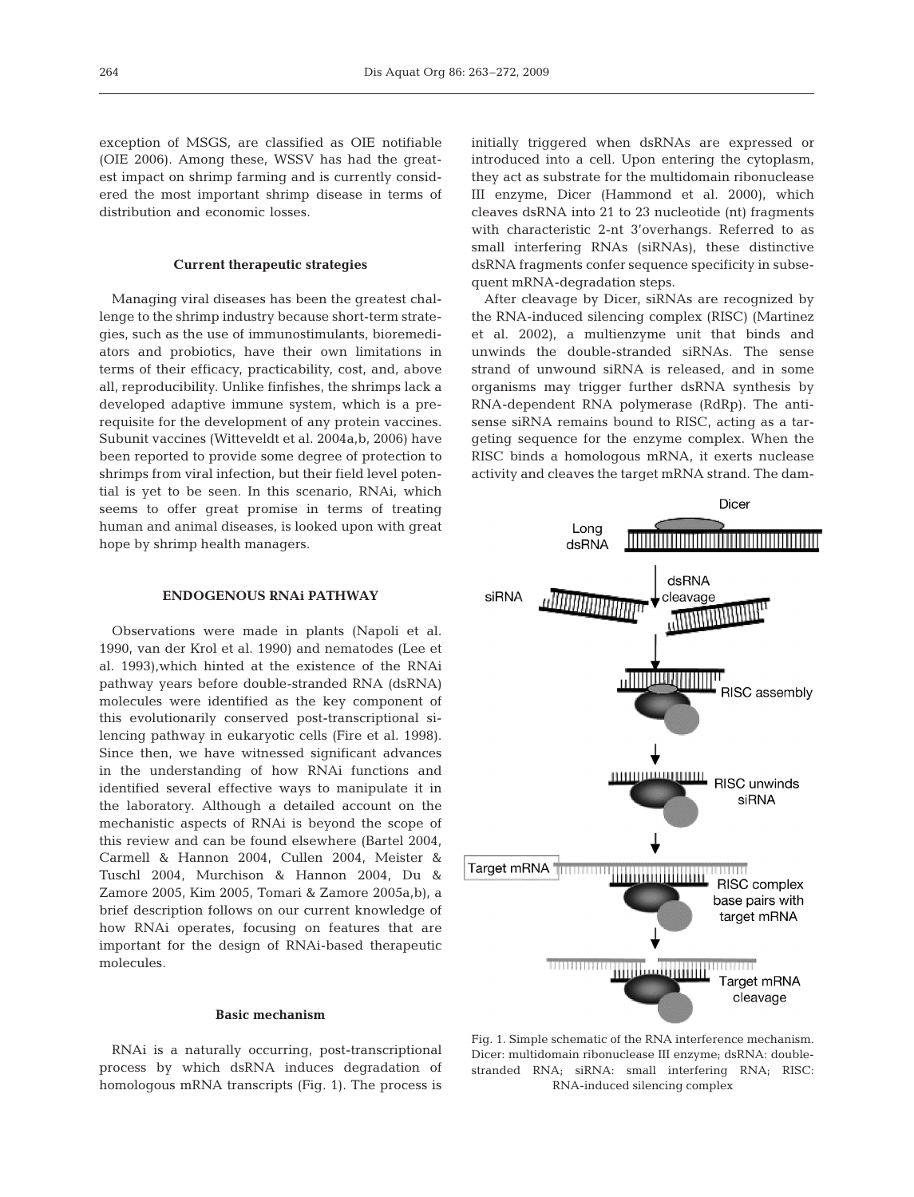exception of MSGS, are classified as OIE notifiable (OIE 2006). Among these, WSSV has had the greatest impact on shrimp farming and is currently considered the most important shrimp disease in terms of distribution and economic losses.

### Current therapeutic strategies

Managing viral diseases has been the greatest challenge to the shrimp industry because short-term strategies, such as the use of immunostimulants, bioremediators and probiotics, have their own limitations in terms of their efficacy, practicability, cost, and, above all, reproducibility. Unlike finfishes, the shrimps lack a developed adaptive immune system, which is a prerequisite for the development of any protein vaccines. Subunit vaccines (Witteveldt et al. 2004a,b, 2006) have been reported to provide some degree of protection to shrimps from viral infection, but their field level potential is yet to be seen. In this scenario, RNAi, which seems to offer great promise in terms of treating human and animal diseases, is looked upon with great hope by shrimp health managers.

## ENDOGENOUS RNAi PATHWAY

Observations were made in plants (Napoli et al. 1990, van der Krol et al. 1990) and nematodes (Lee et al. 1993),which hinted at the existence of the RNAi pathway years before double-stranded RNA (dsRNA) molecules were identified as the key component of this evolutionarily conserved post-transcriptional silencing pathway in eukaryotic cells (Fire et al. 1998). Since then, we have witnessed significant advances in the understanding of how RNAi functions and identified several effective ways to manipulate it in the laboratory. Although a detailed account on the mechanistic aspects of RNAi is beyond the scope of this review and can be found elsewhere (Bartel 2004, Carmell & Hannon 2004, Cullen 2004, Meister & Tuschl 2004, Murchison & Hannon 2004, Du & Zamore 2005, Kim 2005, Tomari & Zamore 2005a,b), a brief description follows on our current knowledge of how RNAi operates, focusing on features that are important for the design of RNAi-based therapeutic molecules.

### Basic mechanism

RNAi is a naturally occurring, post-transcriptional process by which dsRNA induces degradation of homologous mRNA transcripts (Fig. 1). The process is initially triggered when dsRNAs are expressed or introduced into a cell. Upon entering the cytoplasm, they act as substrate for the multidomain ribonuclease III enzyme, Dicer (Hammond et al. 2000), which cleaves dsRNA into 21 to 23 nucleotide (nt) fragments with characteristic 2-nt 3'overhangs. Referred to as small interfering RNAs (siRNAs), these distinctive dsRNA fragments confer sequence specificity in subsequent mRNA-degradation steps.

After cleavage by Dicer, siRNAs are recognized by the RNA-induced silencing complex (RISC) (Martinez et al. 2002), a multienzyme unit that binds and unwinds the double-stranded siRNAs. The sense strand of unwound siRNA is released, and in some organisms may trigger further dsRNA synthesis by RNA-dependent RNA polymerase (RdRp). The antisense siRNA remains bound to RISC, acting as a targeting sequence for the enzyme complex. When the RISC binds a homologous mRNA, it exerts nuclease activity and cleaves the target mRNA strand. The dam-

Fig. 1. Simple schematic of the RNA interference mechanism. Dicer: multidomain ribonuclease III enzyme; dsRNA: double-stranded RNA; siRNA: small interfering RNA; RISC: RNA-induced silencing complex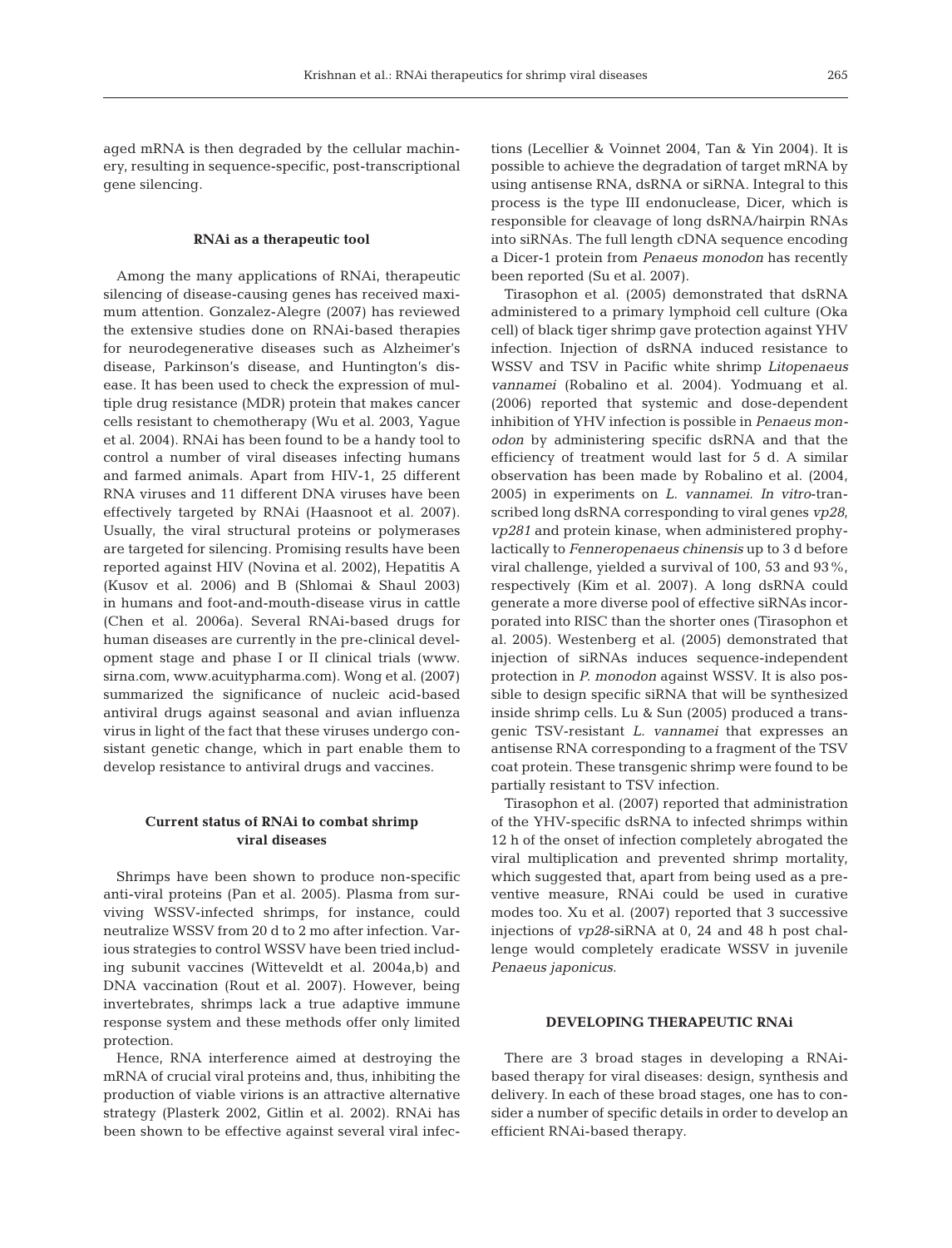aged mRNA is then degraded by the cellular machinery, resulting in sequence-specific, post-transcriptional gene silencing.

### RNAi as a therapeutic tool

Among the many applications of RNAi, therapeutic silencing of disease-causing genes has received maximum attention. Gonzalez-Alegre (2007) has reviewed the extensive studies done on RNAi-based therapies for neurodegenerative diseases such as Alzheimer's disease, Parkinson's disease, and Huntington's disease. It has been used to check the expression of multiple drug resistance (MDR) protein that makes cancer cells resistant to chemotherapy (Wu et al. 2003, Yague et al. 2004). RNAi has been found to be a handy tool to control a number of viral diseases infecting humans and farmed animals. Apart from HIV-1, 25 different RNA viruses and 11 different DNA viruses have been effectively targeted by RNAi (Haasnoot et al. 2007). Usually, the viral structural proteins or polymerases are targeted for silencing. Promising results have been reported against HIV (Novina et al. 2002), Hepatitis A (Kusov et al. 2006) and B (Shlomai & Shaul 2003) in humans and foot-and-mouth-disease virus in cattle (Chen et al. 2006a). Several RNAi-based drugs for human diseases are currently in the pre-clinical development stage and phase I or II clinical trials (www.sirna.com, www.acuitypharma.com). Wong et al. (2007) summarized the significance of nucleic acid-based antiviral drugs against seasonal and avian influenza virus in light of the fact that these viruses undergo consistant genetic change, which in part enable them to develop resistance to antiviral drugs and vaccines.

### Current status of RNAi to combat shrimp viral diseases

Shrimps have been shown to produce non-specific anti-viral proteins (Pan et al. 2005). Plasma from surviving WSSV-infected shrimps, for instance, could neutralize WSSV from 20 d to 2 mo after infection. Various strategies to control WSSV have been tried including subunit vaccines (Witteveldt et al. 2004a,b) and DNA vaccination (Rout et al. 2007). However, being invertebrates, shrimps lack a true adaptive immune response system and these methods offer only limited protection.

Hence, RNA interference aimed at destroying the mRNA of crucial viral proteins and, thus, inhibiting the production of viable virions is an attractive alternative strategy (Plasterk 2002, Gitlin et al. 2002). RNAi has been shown to be effective against several viral infections (Lecellier & Voinnet 2004, Tan & Yin 2004). It is possible to achieve the degradation of target mRNA by using antisense RNA, dsRNA or siRNA. Integral to this process is the type III endonuclease, Dicer, which is responsible for cleavage of long dsRNA/hairpin RNAs into siRNAs. The full length cDNA sequence encoding a Dicer-1 protein from *Penaeus monodon* has recently been reported (Su et al. 2007).

Tirasophon et al. (2005) demonstrated that dsRNA administered to a primary lymphoid cell culture (Oka cell) of black tiger shrimp gave protection against YHV infection. Injection of dsRNA induced resistance to WSSV and TSV in Pacific white shrimp *Litopenaeus vannamei* (Robalino et al. 2004). Yodmuang et al. (2006) reported that systemic and dose-dependent inhibition of YHV infection is possible in *Penaeus monodon* by administering specific dsRNA and that the efficiency of treatment would last for 5 d. A similar observation has been made by Robalino et al. (2004, 2005) in experiments on *L. vannamei*. *In vitro*-transcribed long dsRNA corresponding to viral genes *vp28*, *vp281* and protein kinase, when administered prophylactically to *Fenneropenaeus chinensis* up to 3 d before viral challenge, yielded a survival of 100, 53 and 93%, respectively (Kim et al. 2007). A long dsRNA could generate a more diverse pool of effective siRNAs incorporated into RISC than the shorter ones (Tirasophon et al. 2005). Westenberg et al. (2005) demonstrated that injection of siRNAs induces sequence-independent protection in *P. monodon* against WSSV. It is also possible to design specific siRNA that will be synthesized inside shrimp cells. Lu & Sun (2005) produced a transgenic TSV-resistant *L. vannamei* that expresses an antisense RNA corresponding to a fragment of the TSV coat protein. These transgenic shrimp were found to be partially resistant to TSV infection.

Tirasophon et al. (2007) reported that administration of the YHV-specific dsRNA to infected shrimps within 12 h of the onset of infection completely abrogated the viral multiplication and prevented shrimp mortality, which suggested that, apart from being used as a preventive measure, RNAi could be used in curative modes too. Xu et al. (2007) reported that 3 successive injections of *vp28*-siRNA at 0, 24 and 48 h post challenge would completely eradicate WSSV in juvenile *Penaeus japonicus*.

## DEVELOPING THERAPEUTIC RNAi

There are 3 broad stages in developing a RNAi-based therapy for viral diseases: design, synthesis and delivery. In each of these broad stages, one has to consider a number of specific details in order to develop an efficient RNAi-based therapy.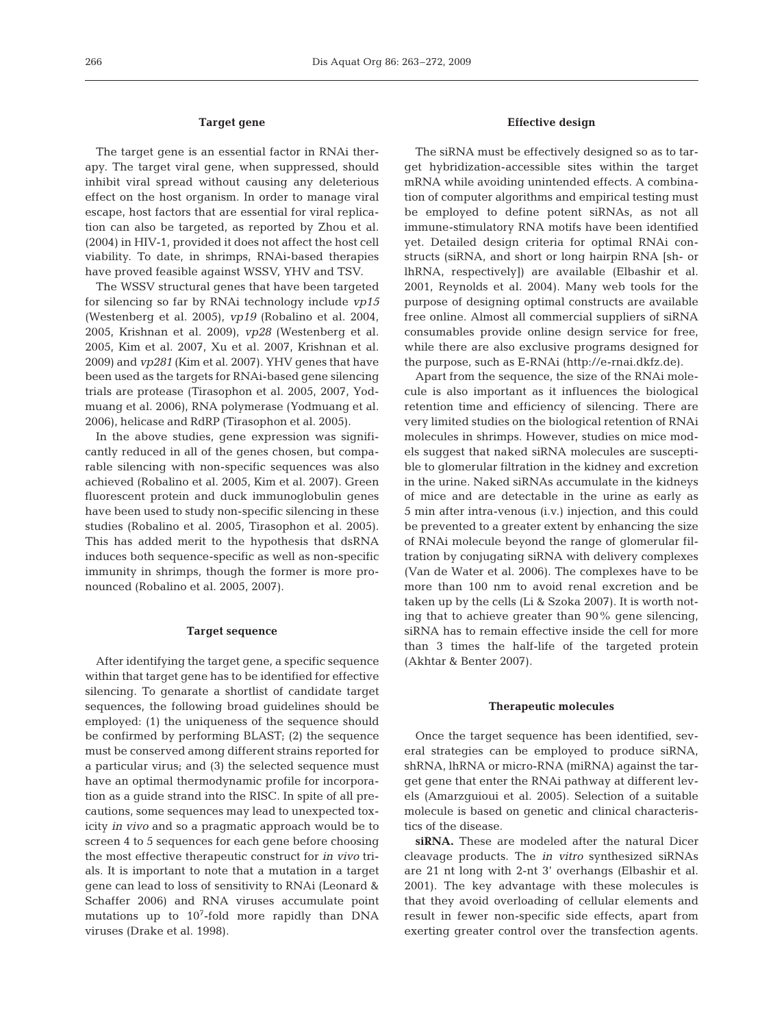### Target gene

The target gene is an essential factor in RNAi therapy. The target viral gene, when suppressed, should inhibit viral spread without causing any deleterious effect on the host organism. In order to manage viral escape, host factors that are essential for viral replication can also be targeted, as reported by Zhou et al. (2004) in HIV-1, provided it does not affect the host cell viability. To date, in shrimps, RNAi-based therapies have proved feasible against WSSV, YHV and TSV.

The WSSV structural genes that have been targeted for silencing so far by RNAi technology include *vp15* (Westenberg et al. 2005), *vp19* (Robalino et al. 2004, 2005, Krishnan et al. 2009), *vp28* (Westenberg et al. 2005, Kim et al. 2007, Xu et al. 2007, Krishnan et al. 2009) and *vp281* (Kim et al. 2007). YHV genes that have been used as the targets for RNAi-based gene silencing trials are protease (Tirasophon et al. 2005, 2007, Yodmuang et al. 2006), RNA polymerase (Yodmuang et al. 2006), helicase and RdRP (Tirasophon et al. 2005).

In the above studies, gene expression was significantly reduced in all of the genes chosen, but comparable silencing with non-specific sequences was also achieved (Robalino et al. 2005, Kim et al. 2007). Green fluorescent protein and duck immunoglobulin genes have been used to study non-specific silencing in these studies (Robalino et al. 2005, Tirasophon et al. 2005). This has added merit to the hypothesis that dsRNA induces both sequence-specific as well as non-specific immunity in shrimps, though the former is more pronounced (Robalino et al. 2005, 2007).

### Target sequence

After identifying the target gene, a specific sequence within that target gene has to be identified for effective silencing. To genarate a shortlist of candidate target sequences, the following broad guidelines should be employed: (1) the uniqueness of the sequence should be confirmed by performing BLAST; (2) the sequence must be conserved among different strains reported for a particular virus; and (3) the selected sequence must have an optimal thermodynamic profile for incorporation as a guide strand into the RISC. In spite of all precautions, some sequences may lead to unexpected toxicity *in vivo* and so a pragmatic approach would be to screen 4 to 5 sequences for each gene before choosing the most effective therapeutic construct for *in vivo* trials. It is important to note that a mutation in a target gene can lead to loss of sensitivity to RNAi (Leonard & Schaffer 2006) and RNA viruses accumulate point mutations up to $10^7$-fold more rapidly than DNA viruses (Drake et al. 1998).

### Effective design

The siRNA must be effectively designed so as to target hybridization-accessible sites within the target mRNA while avoiding unintended effects. A combination of computer algorithms and empirical testing must be employed to define potent siRNAs, as not all immune-stimulatory RNA motifs have been identified yet. Detailed design criteria for optimal RNAi constructs (siRNA, and short or long hairpin RNA [sh- or lhRNA, respectively]) are available (Elbashir et al. 2001, Reynolds et al. 2004). Many web tools for the purpose of designing optimal constructs are available free online. Almost all commercial suppliers of siRNA consumables provide online design service for free, while there are also exclusive programs designed for the purpose, such as E-RNAi (http://e-rnai.dkfz.de).

Apart from the sequence, the size of the RNAi molecule is also important as it influences the biological retention time and efficiency of silencing. There are very limited studies on the biological retention of RNAi molecules in shrimps. However, studies on mice models suggest that naked siRNA molecules are susceptible to glomerular filtration in the kidney and excretion in the urine. Naked siRNAs accumulate in the kidneys of mice and are detectable in the urine as early as 5 min after intra-venous (i.v.) injection, and this could be prevented to a greater extent by enhancing the size of RNAi molecule beyond the range of glomerular filtration by conjugating siRNA with delivery complexes (Van de Water et al. 2006). The complexes have to be more than 100 nm to avoid renal excretion and be taken up by the cells (Li & Szoka 2007). It is worth noting that to achieve greater than 90% gene silencing, siRNA has to remain effective inside the cell for more than 3 times the half-life of the targeted protein (Akhtar & Benter 2007).

### Therapeutic molecules

Once the target sequence has been identified, several strategies can be employed to produce siRNA, shRNA, lhRNA or micro-RNA (miRNA) against the target gene that enter the RNAi pathway at different levels (Amarzguioui et al. 2005). Selection of a suitable molecule is based on genetic and clinical characteristics of the disease.

**siRNA.** These are modeled after the natural Dicer cleavage products. The *in vitro* synthesized siRNAs are 21 nt long with 2-nt 3′ overhangs (Elbashir et al. 2001). The key advantage with these molecules is that they avoid overloading of cellular elements and result in fewer non-specific side effects, apart from exerting greater control over the transfection agents.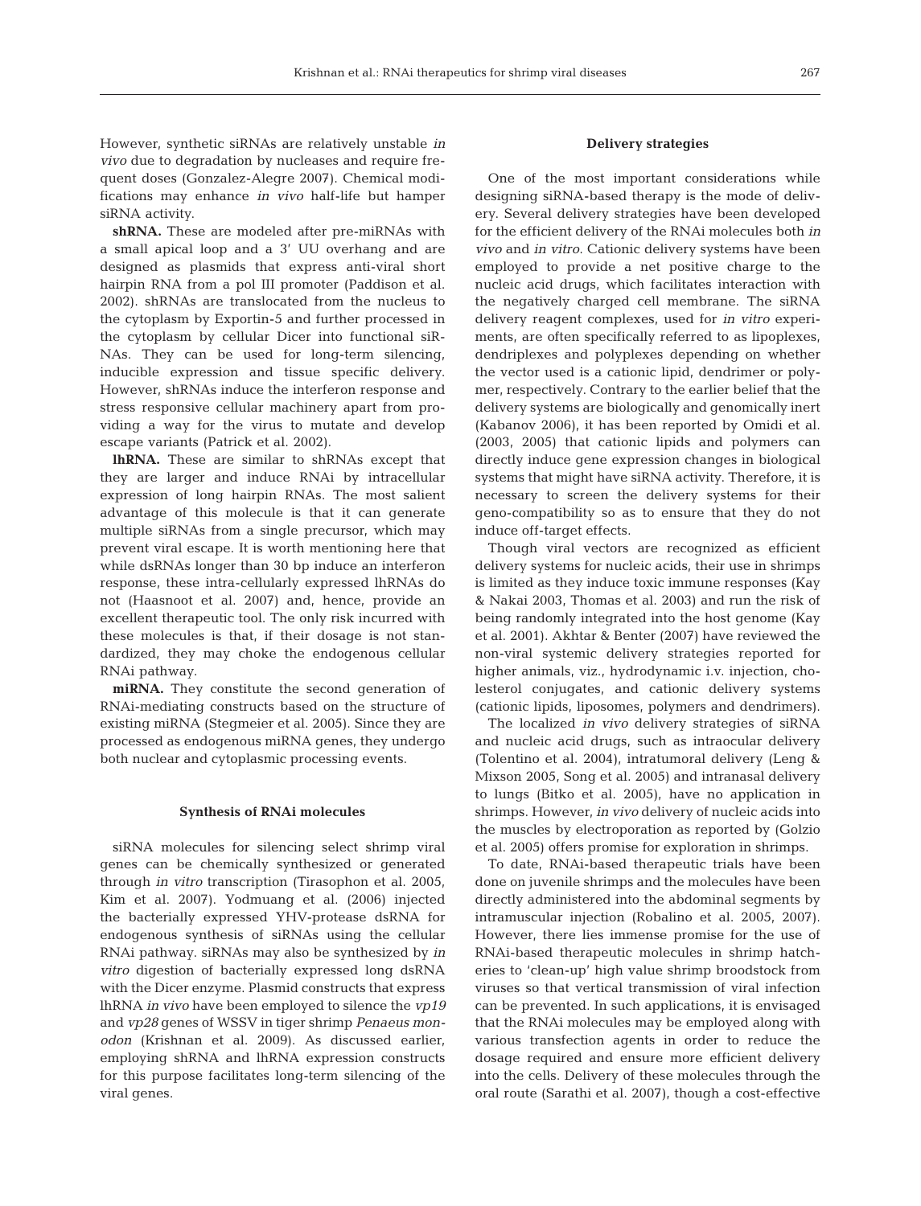However, synthetic siRNAs are relatively unstable *in vivo* due to degradation by nucleases and require frequent doses (Gonzalez-Alegre 2007). Chemical modifications may enhance *in vivo* half-life but hamper siRNA activity.

**shRNA.** These are modeled after pre-miRNAs with a small apical loop and a 3′ UU overhang and are designed as plasmids that express anti-viral short hairpin RNA from a pol III promoter (Paddison et al. 2002). shRNAs are translocated from the nucleus to the cytoplasm by Exportin-5 and further processed in the cytoplasm by cellular Dicer into functional siRNAs. They can be used for long-term silencing, inducible expression and tissue specific delivery. However, shRNAs induce the interferon response and stress responsive cellular machinery apart from providing a way for the virus to mutate and develop escape variants (Patrick et al. 2002).

**lhRNA.** These are similar to shRNAs except that they are larger and induce RNAi by intracellular expression of long hairpin RNAs. The most salient advantage of this molecule is that it can generate multiple siRNAs from a single precursor, which may prevent viral escape. It is worth mentioning here that while dsRNAs longer than 30 bp induce an interferon response, these intra-cellularly expressed lhRNAs do not (Haasnoot et al. 2007) and, hence, provide an excellent therapeutic tool. The only risk incurred with these molecules is that, if their dosage is not standardized, they may choke the endogenous cellular RNAi pathway.

**miRNA.** They constitute the second generation of RNAi-mediating constructs based on the structure of existing miRNA (Stegmeier et al. 2005). Since they are processed as endogenous miRNA genes, they undergo both nuclear and cytoplasmic processing events.

## Synthesis of RNAi molecules

siRNA molecules for silencing select shrimp viral genes can be chemically synthesized or generated through *in vitro* transcription (Tirasophon et al. 2005, Kim et al. 2007). Yodmuang et al. (2006) injected the bacterially expressed YHV-protease dsRNA for endogenous synthesis of siRNAs using the cellular RNAi pathway. siRNAs may also be synthesized by *in vitro* digestion of bacterially expressed long dsRNA with the Dicer enzyme. Plasmid constructs that express lhRNA *in vivo* have been employed to silence the *vp19* and *vp28* genes of WSSV in tiger shrimp *Penaeus monodon* (Krishnan et al. 2009). As discussed earlier, employing shRNA and lhRNA expression constructs for this purpose facilitates long-term silencing of the viral genes.

## Delivery strategies

One of the most important considerations while designing siRNA-based therapy is the mode of delivery. Several delivery strategies have been developed for the efficient delivery of the RNAi molecules both *in vivo* and *in vitro*. Cationic delivery systems have been employed to provide a net positive charge to the nucleic acid drugs, which facilitates interaction with the negatively charged cell membrane. The siRNA delivery reagent complexes, used for *in vitro* experiments, are often specifically referred to as lipoplexes, dendriplexes and polyplexes depending on whether the vector used is a cationic lipid, dendrimer or polymer, respectively. Contrary to the earlier belief that the delivery systems are biologically and genomically inert (Kabanov 2006), it has been reported by Omidi et al. (2003, 2005) that cationic lipids and polymers can directly induce gene expression changes in biological systems that might have siRNA activity. Therefore, it is necessary to screen the delivery systems for their geno-compatibility so as to ensure that they do not induce off-target effects.

Though viral vectors are recognized as efficient delivery systems for nucleic acids, their use in shrimps is limited as they induce toxic immune responses (Kay & Nakai 2003, Thomas et al. 2003) and run the risk of being randomly integrated into the host genome (Kay et al. 2001). Akhtar & Benter (2007) have reviewed the non-viral systemic delivery strategies reported for higher animals, viz., hydrodynamic i.v. injection, cholesterol conjugates, and cationic delivery systems (cationic lipids, liposomes, polymers and dendrimers).

The localized *in vivo* delivery strategies of siRNA and nucleic acid drugs, such as intraocular delivery (Tolentino et al. 2004), intratumoral delivery (Leng & Mixson 2005, Song et al. 2005) and intranasal delivery to lungs (Bitko et al. 2005), have no application in shrimps. However, *in vivo* delivery of nucleic acids into the muscles by electroporation as reported by (Golzio et al. 2005) offers promise for exploration in shrimps.

To date, RNAi-based therapeutic trials have been done on juvenile shrimps and the molecules have been directly administered into the abdominal segments by intramuscular injection (Robalino et al. 2005, 2007). However, there lies immense promise for the use of RNAi-based therapeutic molecules in shrimp hatcheries to 'clean-up' high value shrimp broodstock from viruses so that vertical transmission of viral infection can be prevented. In such applications, it is envisaged that the RNAi molecules may be employed along with various transfection agents in order to reduce the dosage required and ensure more efficient delivery into the cells. Delivery of these molecules through the oral route (Sarathi et al. 2007), though a cost-effective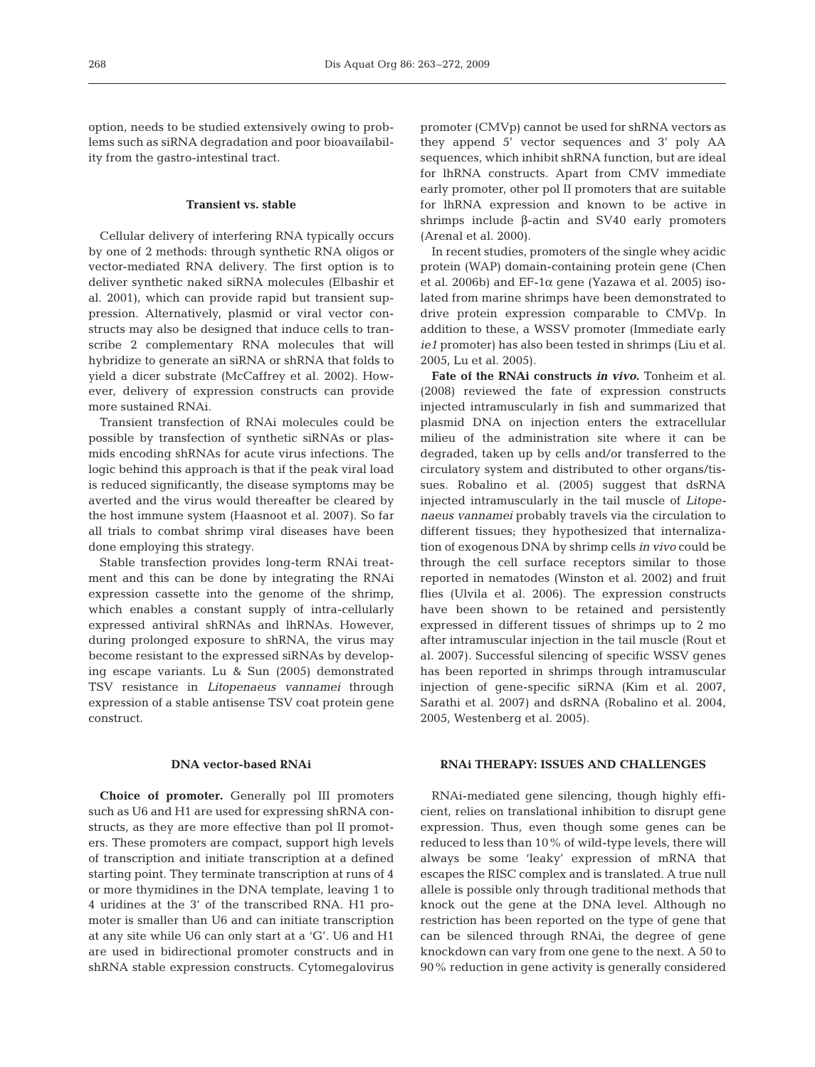option, needs to be studied extensively owing to problems such as siRNA degradation and poor bioavailability from the gastro-intestinal tract.

### Transient vs. stable

Cellular delivery of interfering RNA typically occurs by one of 2 methods: through synthetic RNA oligos or vector-mediated RNA delivery. The first option is to deliver synthetic naked siRNA molecules (Elbashir et al. 2001), which can provide rapid but transient suppression. Alternatively, plasmid or viral vector constructs may also be designed that induce cells to transcribe 2 complementary RNA molecules that will hybridize to generate an siRNA or shRNA that folds to yield a dicer substrate (McCaffrey et al. 2002). However, delivery of expression constructs can provide more sustained RNAi.

Transient transfection of RNAi molecules could be possible by transfection of synthetic siRNAs or plasmids encoding shRNAs for acute virus infections. The logic behind this approach is that if the peak viral load is reduced significantly, the disease symptoms may be averted and the virus would thereafter be cleared by the host immune system (Haasnoot et al. 2007). So far all trials to combat shrimp viral diseases have been done employing this strategy.

Stable transfection provides long-term RNAi treatment and this can be done by integrating the RNAi expression cassette into the genome of the shrimp, which enables a constant supply of intra-cellularly expressed antiviral shRNAs and lhRNAs. However, during prolonged exposure to shRNA, the virus may become resistant to the expressed siRNAs by developing escape variants. Lu & Sun (2005) demonstrated TSV resistance in *Litopenaeus vannamei* through expression of a stable antisense TSV coat protein gene construct.

### DNA vector-based RNAi

**Choice of promoter.** Generally pol III promoters such as U6 and H1 are used for expressing shRNA constructs, as they are more effective than pol II promoters. These promoters are compact, support high levels of transcription and initiate transcription at a defined starting point. They terminate transcription at runs of 4 or more thymidines in the DNA template, leaving 1 to 4 uridines at the 3′ of the transcribed RNA. H1 promoter is smaller than U6 and can initiate transcription at any site while U6 can only start at a 'G'. U6 and H1 are used in bidirectional promoter constructs and in shRNA stable expression constructs. Cytomegalovirus promoter (CMVp) cannot be used for shRNA vectors as they append 5′ vector sequences and 3′ poly AA sequences, which inhibit shRNA function, but are ideal for lhRNA constructs. Apart from CMV immediate early promoter, other pol II promoters that are suitable for lhRNA expression and known to be active in shrimps include β-actin and SV40 early promoters (Arenal et al. 2000).

In recent studies, promoters of the single whey acidic protein (WAP) domain-containing protein gene (Chen et al. 2006b) and EF-1α gene (Yazawa et al. 2005) isolated from marine shrimps have been demonstrated to drive protein expression comparable to CMVp. In addition to these, a WSSV promoter (Immediate early *ie1* promoter) has also been tested in shrimps (Liu et al. 2005, Lu et al. 2005).

**Fate of the RNAi constructs *in vivo*.** Tonheim et al. (2008) reviewed the fate of expression constructs injected intramuscularly in fish and summarized that plasmid DNA on injection enters the extracellular milieu of the administration site where it can be degraded, taken up by cells and/or transferred to the circulatory system and distributed to other organs/tissues. Robalino et al. (2005) suggest that dsRNA injected intramuscularly in the tail muscle of *Litopenaeus vannamei* probably travels via the circulation to different tissues; they hypothesized that internalization of exogenous DNA by shrimp cells *in vivo* could be through the cell surface receptors similar to those reported in nematodes (Winston et al. 2002) and fruit flies (Ulvila et al. 2006). The expression constructs have been shown to be retained and persistently expressed in different tissues of shrimps up to 2 mo after intramuscular injection in the tail muscle (Rout et al. 2007). Successful silencing of specific WSSV genes has been reported in shrimps through intramuscular injection of gene-specific siRNA (Kim et al. 2007, Sarathi et al. 2007) and dsRNA (Robalino et al. 2004, 2005, Westenberg et al. 2005).

## RNAi THERAPY: ISSUES AND CHALLENGES

RNAi-mediated gene silencing, though highly efficient, relies on translational inhibition to disrupt gene expression. Thus, even though some genes can be reduced to less than 10% of wild-type levels, there will always be some 'leaky' expression of mRNA that escapes the RISC complex and is translated. A true null allele is possible only through traditional methods that knock out the gene at the DNA level. Although no restriction has been reported on the type of gene that can be silenced through RNAi, the degree of gene knockdown can vary from one gene to the next. A 50 to 90% reduction in gene activity is generally considered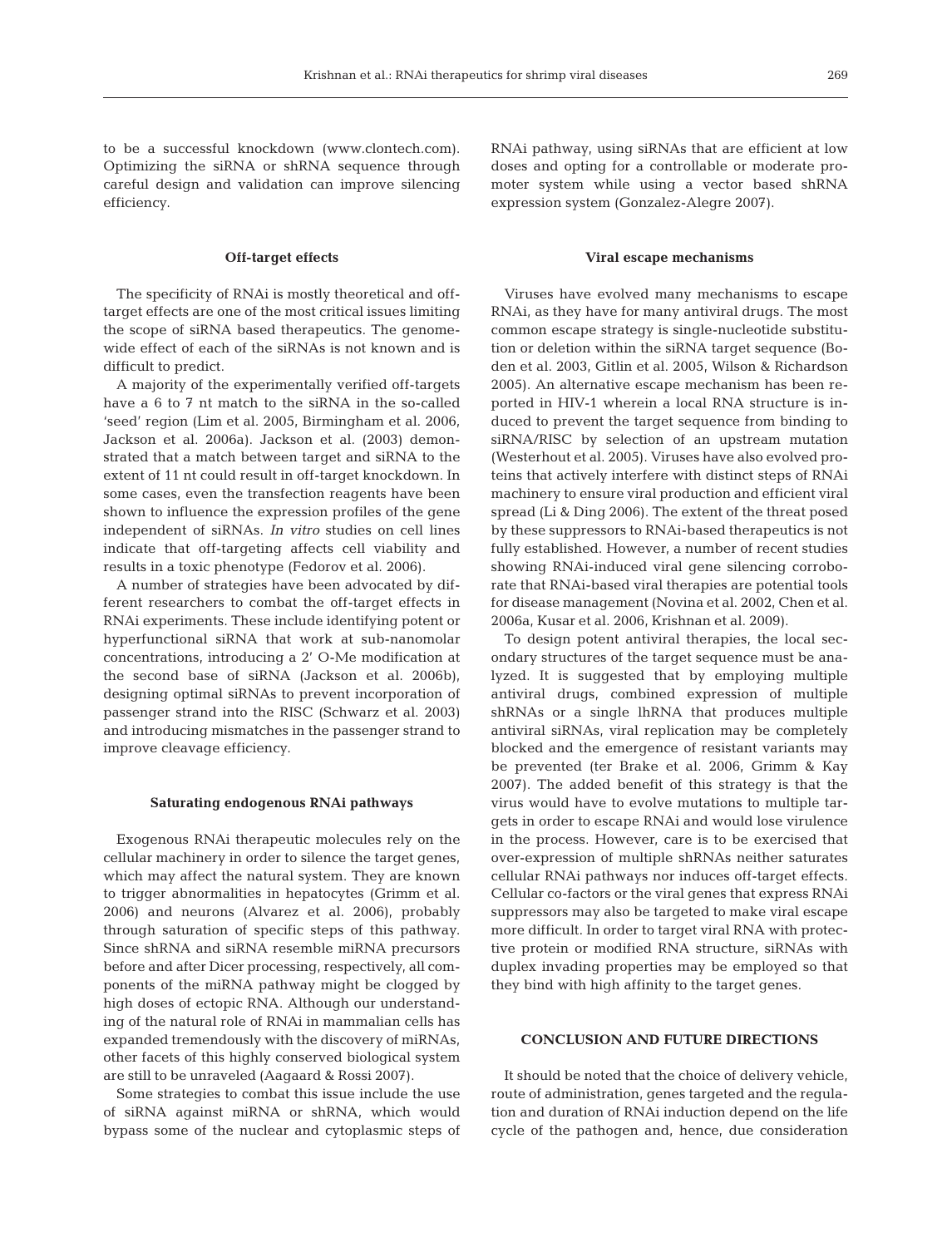to be a successful knockdown (www.clontech.com). Optimizing the siRNA or shRNA sequence through careful design and validation can improve silencing efficiency.

### Off-target effects

The specificity of RNAi is mostly theoretical and off-target effects are one of the most critical issues limiting the scope of siRNA based therapeutics. The genome-wide effect of each of the siRNAs is not known and is difficult to predict.

A majority of the experimentally verified off-targets have a 6 to 7 nt match to the siRNA in the so-called 'seed' region (Lim et al. 2005, Birmingham et al. 2006, Jackson et al. 2006a). Jackson et al. (2003) demonstrated that a match between target and siRNA to the extent of 11 nt could result in off-target knockdown. In some cases, even the transfection reagents have been shown to influence the expression profiles of the gene independent of siRNAs. *In vitro* studies on cell lines indicate that off-targeting affects cell viability and results in a toxic phenotype (Fedorov et al. 2006).

A number of strategies have been advocated by different researchers to combat the off-target effects in RNAi experiments. These include identifying potent or hyperfunctional siRNA that work at sub-nanomolar concentrations, introducing a 2′ O-Me modification at the second base of siRNA (Jackson et al. 2006b), designing optimal siRNAs to prevent incorporation of passenger strand into the RISC (Schwarz et al. 2003) and introducing mismatches in the passenger strand to improve cleavage efficiency.

### Saturating endogenous RNAi pathways

Exogenous RNAi therapeutic molecules rely on the cellular machinery in order to silence the target genes, which may affect the natural system. They are known to trigger abnormalities in hepatocytes (Grimm et al. 2006) and neurons (Alvarez et al. 2006), probably through saturation of specific steps of this pathway. Since shRNA and siRNA resemble miRNA precursors before and after Dicer processing, respectively, all components of the miRNA pathway might be clogged by high doses of ectopic RNA. Although our understanding of the natural role of RNAi in mammalian cells has expanded tremendously with the discovery of miRNAs, other facets of this highly conserved biological system are still to be unraveled (Aagaard & Rossi 2007).

Some strategies to combat this issue include the use of siRNA against miRNA or shRNA, which would bypass some of the nuclear and cytoplasmic steps of RNAi pathway, using siRNAs that are efficient at low doses and opting for a controllable or moderate promoter system while using a vector based shRNA expression system (Gonzalez-Alegre 2007).

### Viral escape mechanisms

Viruses have evolved many mechanisms to escape RNAi, as they have for many antiviral drugs. The most common escape strategy is single-nucleotide substitution or deletion within the siRNA target sequence (Boden et al. 2003, Gitlin et al. 2005, Wilson & Richardson 2005). An alternative escape mechanism has been reported in HIV-1 wherein a local RNA structure is induced to prevent the target sequence from binding to siRNA/RISC by selection of an upstream mutation (Westerhout et al. 2005). Viruses have also evolved proteins that actively interfere with distinct steps of RNAi machinery to ensure viral production and efficient viral spread (Li & Ding 2006). The extent of the threat posed by these suppressors to RNAi-based therapeutics is not fully established. However, a number of recent studies showing RNAi-induced viral gene silencing corroborate that RNAi-based viral therapies are potential tools for disease management (Novina et al. 2002, Chen et al. 2006a, Kusar et al. 2006, Krishnan et al. 2009).

To design potent antiviral therapies, the local secondary structures of the target sequence must be analyzed. It is suggested that by employing multiple antiviral drugs, combined expression of multiple shRNAs or a single lhRNA that produces multiple antiviral siRNAs, viral replication may be completely blocked and the emergence of resistant variants may be prevented (ter Brake et al. 2006, Grimm & Kay 2007). The added benefit of this strategy is that the virus would have to evolve mutations to multiple targets in order to escape RNAi and would lose virulence in the process. However, care is to be exercised that over-expression of multiple shRNAs neither saturates cellular RNAi pathways nor induces off-target effects. Cellular co-factors or the viral genes that express RNAi suppressors may also be targeted to make viral escape more difficult. In order to target viral RNA with protective protein or modified RNA structure, siRNAs with duplex invading properties may be employed so that they bind with high affinity to the target genes.

## CONCLUSION AND FUTURE DIRECTIONS

It should be noted that the choice of delivery vehicle, route of administration, genes targeted and the regulation and duration of RNAi induction depend on the life cycle of the pathogen and, hence, due consideration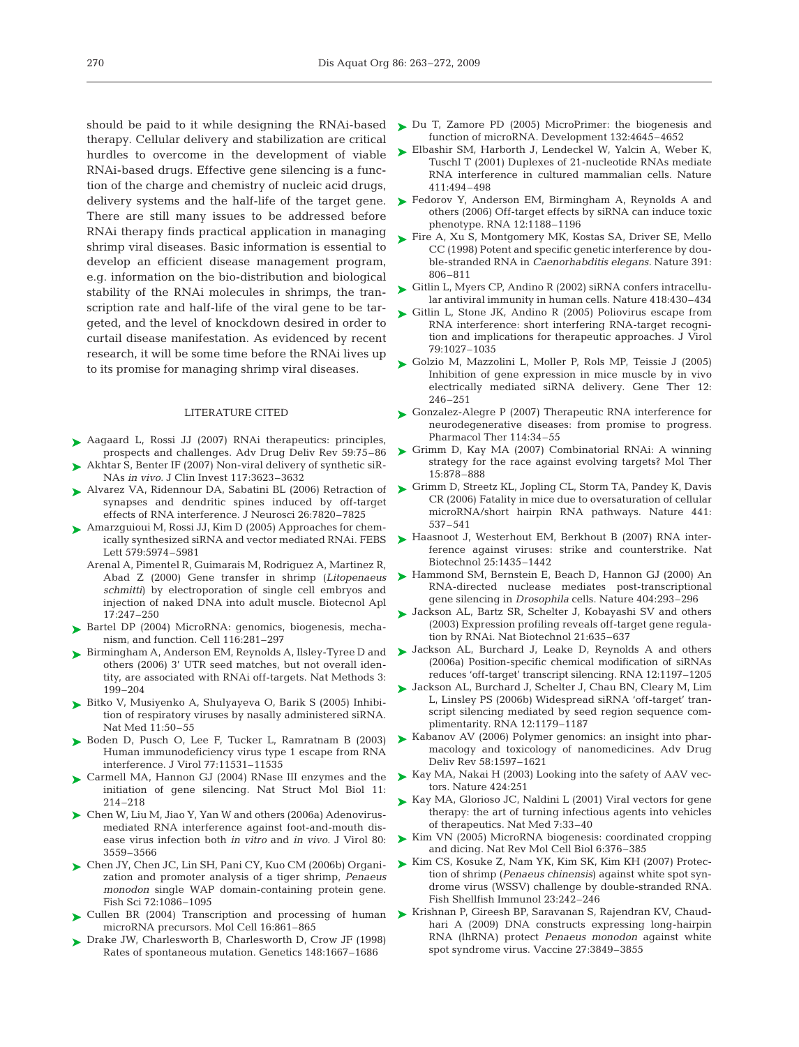should be paid to it while designing the RNAi-based therapy. Cellular delivery and stabilization are critical hurdles to overcome in the development of viable RNAi-based drugs. Effective gene silencing is a function of the charge and chemistry of nucleic acid drugs, delivery systems and the half-life of the target gene. There are still many issues to be addressed before RNAi therapy finds practical application in managing shrimp viral diseases. Basic information is essential to develop an efficient disease management program, e.g. information on the bio-distribution and biological stability of the RNAi molecules in shrimps, the transcription rate and half-life of the viral gene to be targeted, and the level of knockdown desired in order to curtail disease manifestation. As evidenced by recent research, it will be some time before the RNAi lives up to its promise for managing shrimp viral diseases.

## LITERATURE CITED

- Aagaard L, Rossi JJ (2007) RNAi therapeutics: principles, prospects and challenges. Adv Drug Deliv Rev 59:75–86
- Akhtar S, Benter IF (2007) Non-viral delivery of synthetic siRNAs *in vivo*. J Clin Invest 117:3623–3632
- Alvarez VA, Ridennour DA, Sabatini BL (2006) Retraction of synapses and dendritic spines induced by off-target effects of RNA interference. J Neurosci 26:7820–7825
- Amarzguioui M, Rossi JJ, Kim D (2005) Approaches for chemically synthesized siRNA and vector mediated RNAi. FEBS Lett 579:5974–5981
- Arenal A, Pimentel R, Guimarais M, Rodriguez A, Martinez R, Abad Z (2000) Gene transfer in shrimp (*Litopenaeus schmitti*) by electroporation of single cell embryos and injection of naked DNA into adult muscle. Biotecnol Apl 17:247–250
- Bartel DP (2004) MicroRNA: genomics, biogenesis, mechanism, and function. Cell 116:281–297
- Birmingham A, Anderson EM, Reynolds A, Ilsley-Tyree D and others (2006) 3′ UTR seed matches, but not overall identity, are associated with RNAi off-targets. Nat Methods 3: 199–204
- Bitko V, Musiyenko A, Shulyayeva O, Barik S (2005) Inhibition of respiratory viruses by nasally administered siRNA. Nat Med 11:50–55
- Boden D, Pusch O, Lee F, Tucker L, Ramratnam B (2003) Human immunodeficiency virus type 1 escape from RNA interference. J Virol 77:11531–11535
- Carmell MA, Hannon GJ (2004) RNase III enzymes and the initiation of gene silencing. Nat Struct Mol Biol 11: 214–218
- Chen W, Liu M, Jiao Y, Yan W and others (2006a) Adenovirus-mediated RNA interference against foot-and-mouth disease virus infection both *in vitro* and *in vivo*. J Virol 80: 3559–3566
- Chen JY, Chen JC, Lin SH, Pani CY, Kuo CM (2006b) Organization and promoter analysis of a tiger shrimp, *Penaeus monodon* single WAP domain-containing protein gene. Fish Sci 72:1086–1095
- Cullen BR (2004) Transcription and processing of human microRNA precursors. Mol Cell 16:861–865
- Drake JW, Charlesworth B, Charlesworth D, Crow JF (1998) Rates of spontaneous mutation. Genetics 148:1667–1686
- Du T, Zamore PD (2005) MicroPrimer: the biogenesis and function of microRNA. Development 132:4645–4652
- Elbashir SM, Harborth J, Lendeckel W, Yalcin A, Weber K, Tuschl T (2001) Duplexes of 21-nucleotide RNAs mediate RNA interference in cultured mammalian cells. Nature 411:494–498
- Fedorov Y, Anderson EM, Birmingham A, Reynolds A and others (2006) Off-target effects by siRNA can induce toxic phenotype. RNA 12:1188–1196
- Fire A, Xu S, Montgomery MK, Kostas SA, Driver SE, Mello CC (1998) Potent and specific genetic interference by double-stranded RNA in *Caenorhabditis elegans*. Nature 391: 806–811
- Gitlin L, Myers CP, Andino R (2002) siRNA confers intracellular antiviral immunity in human cells. Nature 418:430–434
- Gitlin L, Stone JK, Andino R (2005) Poliovirus escape from RNA interference: short interfering RNA-target recognition and implications for therapeutic approaches. J Virol 79:1027–1035
- Golzio M, Mazzolini L, Moller P, Rols MP, Teissie J (2005) Inhibition of gene expression in mice muscle by in vivo electrically mediated siRNA delivery. Gene Ther 12: 246–251
- Gonzalez-Alegre P (2007) Therapeutic RNA interference for neurodegenerative diseases: from promise to progress. Pharmacol Ther 114:34–55
- Grimm D, Kay MA (2007) Combinatorial RNAi: A winning strategy for the race against evolving targets? Mol Ther 15:878–888
- Grimm D, Streetz KL, Jopling CL, Storm TA, Pandey K, Davis CR (2006) Fatality in mice due to oversaturation of cellular microRNA/short hairpin RNA pathways. Nature 441: 537–541
- Haasnoot J, Westerhout EM, Berkhout B (2007) RNA interference against viruses: strike and counterstrike. Nat Biotechnol 25:1435–1442
- Hammond SM, Bernstein E, Beach D, Hannon GJ (2000) An RNA-directed nuclease mediates post-transcriptional gene silencing in *Drosophila* cells. Nature 404:293–296
- Jackson AL, Bartz SR, Schelter J, Kobayashi SV and others (2003) Expression profiling reveals off-target gene regulation by RNAi. Nat Biotechnol 21:635–637
- Jackson AL, Burchard J, Leake D, Reynolds A and others (2006a) Position-specific chemical modification of siRNAs reduces 'off-target' transcript silencing. RNA 12:1197–1205
- Jackson AL, Burchard J, Schelter J, Chau BN, Cleary M, Lim L, Linsley PS (2006b) Widespread siRNA 'off-target' transcript silencing mediated by seed region sequence complimentarity. RNA 12:1179–1187
- Kabanov AV (2006) Polymer genomics: an insight into pharmacology and toxicology of nanomedicines. Adv Drug Deliv Rev 58:1597–1621
- Kay MA, Nakai H (2003) Looking into the safety of AAV vectors. Nature 424:251
- Kay MA, Glorioso JC, Naldini L (2001) Viral vectors for gene therapy: the art of turning infectious agents into vehicles of therapeutics. Nat Med 7:33–40
- Kim VN (2005) MicroRNA biogenesis: coordinated cropping and dicing. Nat Rev Mol Cell Biol 6:376–385
- Kim CS, Kosuke Z, Nam YK, Kim SK, Kim KH (2007) Protection of shrimp (*Penaeus chinensis*) against white spot syndrome virus (WSSV) challenge by double-stranded RNA. Fish Shellfish Immunol 23:242–246
- Krishnan P, Gireesh BP, Saravanan S, Rajendran KV, Chaudhari A (2009) DNA constructs expressing long-hairpin RNA (lhRNA) protect *Penaeus monodon* against white spot syndrome virus. Vaccine 27:3849–3855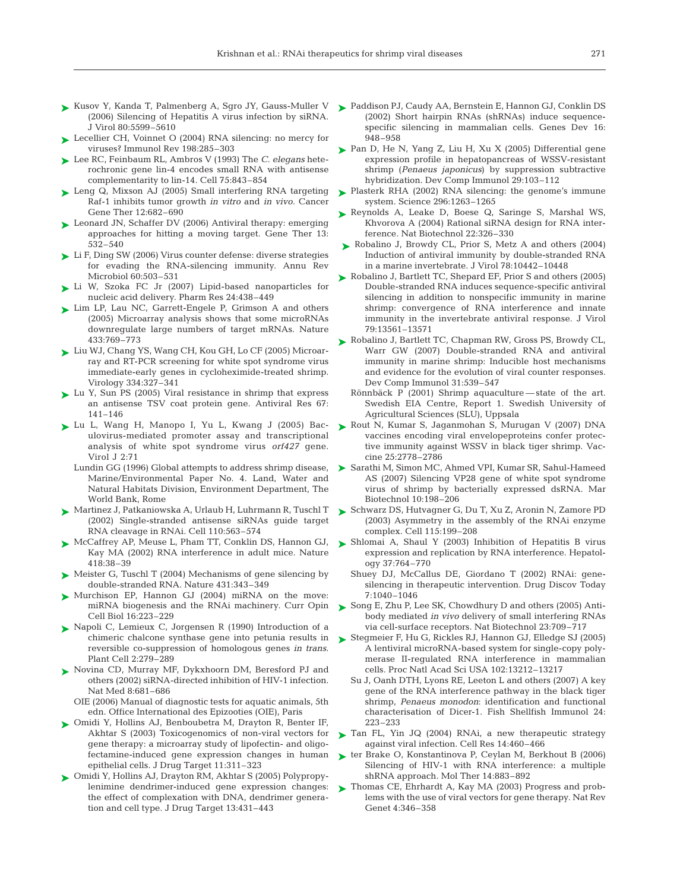Kusov Y, Kanda T, Palmenberg A, Sgro JY, Gauss-Muller V (2006) Silencing of Hepatitis A virus infection by siRNA. J Virol 80:5599–5610

Lecellier CH, Voinnet O (2004) RNA silencing: no mercy for viruses? Immunol Rev 198:285–303

Lee RC, Feinbaum RL, Ambros V (1993) The *C. elegans* heterochronic gene lin-4 encodes small RNA with antisense complementarity to lin-14. Cell 75:843–854

Leng Q, Mixson AJ (2005) Small interfering RNA targeting Raf-1 inhibits tumor growth *in vitro* and *in vivo.* Cancer Gene Ther 12:682–690

Leonard JN, Schaffer DV (2006) Antiviral therapy: emerging approaches for hitting a moving target. Gene Ther 13: 532–540

Li F, Ding SW (2006) Virus counter defense: diverse strategies for evading the RNA-silencing immunity. Annu Rev Microbiol 60:503–531

Li W, Szoka FC Jr (2007) Lipid-based nanoparticles for nucleic acid delivery. Pharm Res 24:438–449

Lim LP, Lau NC, Garrett-Engele P, Grimson A and others (2005) Microarray analysis shows that some microRNAs downregulate large numbers of target mRNAs. Nature 433:769–773

Liu WJ, Chang YS, Wang CH, Kou GH, Lo CF (2005) Microarray and RT-PCR screening for white spot syndrome virus immediate-early genes in cycloheximide-treated shrimp. Virology 334:327–341

Lu Y, Sun PS (2005) Viral resistance in shrimp that express an antisense TSV coat protein gene. Antiviral Res 67: 141–146

Lu L, Wang H, Manopo I, Yu L, Kwang J (2005) Baculovirus-mediated promoter assay and transcriptional analysis of white spot syndrome virus *orf427* gene. Virol J 2:71

Lundin GG (1996) Global attempts to address shrimp disease, Marine/Environmental Paper No. 4. Land, Water and Natural Habitats Division, Environment Department, The World Bank, Rome

Martinez J, Patkaniowska A, Urlaub H, Luhrmann R, Tuschl T (2002) Single-stranded antisense siRNAs guide target RNA cleavage in RNAi. Cell 110:563–574

McCaffrey AP, Meuse L, Pham TT, Conklin DS, Hannon GJ, Kay MA (2002) RNA interference in adult mice. Nature 418:38–39

Meister G, Tuschl T (2004) Mechanisms of gene silencing by double-stranded RNA. Nature 431:343–349

Murchison EP, Hannon GJ (2004) miRNA on the move: miRNA biogenesis and the RNAi machinery. Curr Opin Cell Biol 16:223–229

Napoli C, Lemieux C, Jorgensen R (1990) Introduction of a chimeric chalcone synthase gene into petunia results in reversible co-suppression of homologous genes *in trans*. Plant Cell 2:279–289

Novina CD, Murray MF, Dykxhoorn DM, Beresford PJ and others (2002) siRNA-directed inhibition of HIV-1 infection. Nat Med 8:681–686

OIE (2006) Manual of diagnostic tests for aquatic animals, 5th edn. Office International des Epizooties (OIE), Paris

Omidi Y, Hollins AJ, Benboubetra M, Drayton R, Benter IF, Akhtar S (2003) Toxicogenomics of non-viral vectors for gene therapy: a microarray study of lipofectin- and oligofectamine-induced gene expression changes in human epithelial cells. J Drug Target 11:311–323

Omidi Y, Hollins AJ, Drayton RM, Akhtar S (2005) Polypropylenimine dendrimer-induced gene expression changes: the effect of complexation with DNA, dendrimer generation and cell type. J Drug Target 13:431–443

Paddison PJ, Caudy AA, Bernstein E, Hannon GJ, Conklin DS (2002) Short hairpin RNAs (shRNAs) induce sequence-specific silencing in mammalian cells. Genes Dev 16: 948–958

Pan D, He N, Yang Z, Liu H, Xu X (2005) Differential gene expression profile in hepatopancreas of WSSV-resistant shrimp (*Penaeus japonicus*) by suppression subtractive hybridization. Dev Comp Immunol 29:103–112

Plasterk RHA (2002) RNA silencing: the genome's immune system. Science 296:1263–1265

Reynolds A, Leake D, Boese Q, Saringe S, Marshal WS, Khvorova A (2004) Rational siRNA design for RNA interference. Nat Biotechnol 22:326–330

Robalino J, Browdy CL, Prior S, Metz A and others (2004) Induction of antiviral immunity by double-stranded RNA in a marine invertebrate. J Virol 78:10442–10448

Robalino J, Bartlett TC, Shepard EF, Prior S and others (2005) Double-stranded RNA induces sequence-specific antiviral silencing in addition to nonspecific immunity in marine shrimp: convergence of RNA interference and innate immunity in the invertebrate antiviral response. J Virol 79:13561–13571

Robalino J, Bartlett TC, Chapman RW, Gross PS, Browdy CL, Warr GW (2007) Double-stranded RNA and antiviral immunity in marine shrimp: Inducible host mechanisms and evidence for the evolution of viral counter responses. Dev Comp Immunol 31:539–547

Rönnbäck P (2001) Shrimp aquaculture — state of the art. Swedish EIA Centre, Report 1. Swedish University of Agricultural Sciences (SLU), Uppsala

Rout N, Kumar S, Jaganmohan S, Murugan V (2007) DNA vaccines encoding viral envelopeproteins confer protective immunity against WSSV in black tiger shrimp. Vaccine 25:2778–2786

Sarathi M, Simon MC, Ahmed VPI, Kumar SR, Sahul-Hameed AS (2007) Silencing VP28 gene of white spot syndrome virus of shrimp by bacterially expressed dsRNA. Mar Biotechnol 10:198–206

Schwarz DS, Hutvagner G, Du T, Xu Z, Aronin N, Zamore PD (2003) Asymmetry in the assembly of the RNAi enzyme complex. Cell 115:199–208

Shlomai A, Shaul Y (2003) Inhibition of Hepatitis B virus expression and replication by RNA interference. Hepatology 37:764–770

Shuey DJ, McCallus DE, Giordano T (2002) RNAi: gene-silencing in therapeutic intervention. Drug Discov Today 7:1040–1046

Song E, Zhu P, Lee SK, Chowdhury D and others (2005) Antibody mediated *in vivo* delivery of small interfering RNAs via cell-surface receptors. Nat Biotechnol 23:709–717

Stegmeier F, Hu G, Rickles RJ, Hannon GJ, Elledge SJ (2005) A lentiviral microRNA-based system for single-copy polymerase II-regulated RNA interference in mammalian cells. Proc Natl Acad Sci USA 102:13212–13217

Su J, Oanh DTH, Lyons RE, Leeton L and others (2007) A key gene of the RNA interference pathway in the black tiger shrimp, *Penaeus monodon*: identification and functional characterisation of Dicer-1. Fish Shellfish Immunol 24: 223–233

Tan FL, Yin JQ (2004) RNAi, a new therapeutic strategy against viral infection. Cell Res 14:460–466

ter Brake O, Konstantinova P, Ceylan M, Berkhout B (2006) Silencing of HIV-1 with RNA interference: a multiple shRNA approach. Mol Ther 14:883–892

Thomas CE, Ehrhardt A, Kay MA (2003) Progress and problems with the use of viral vectors for gene therapy. Nat Rev Genet 4:346–358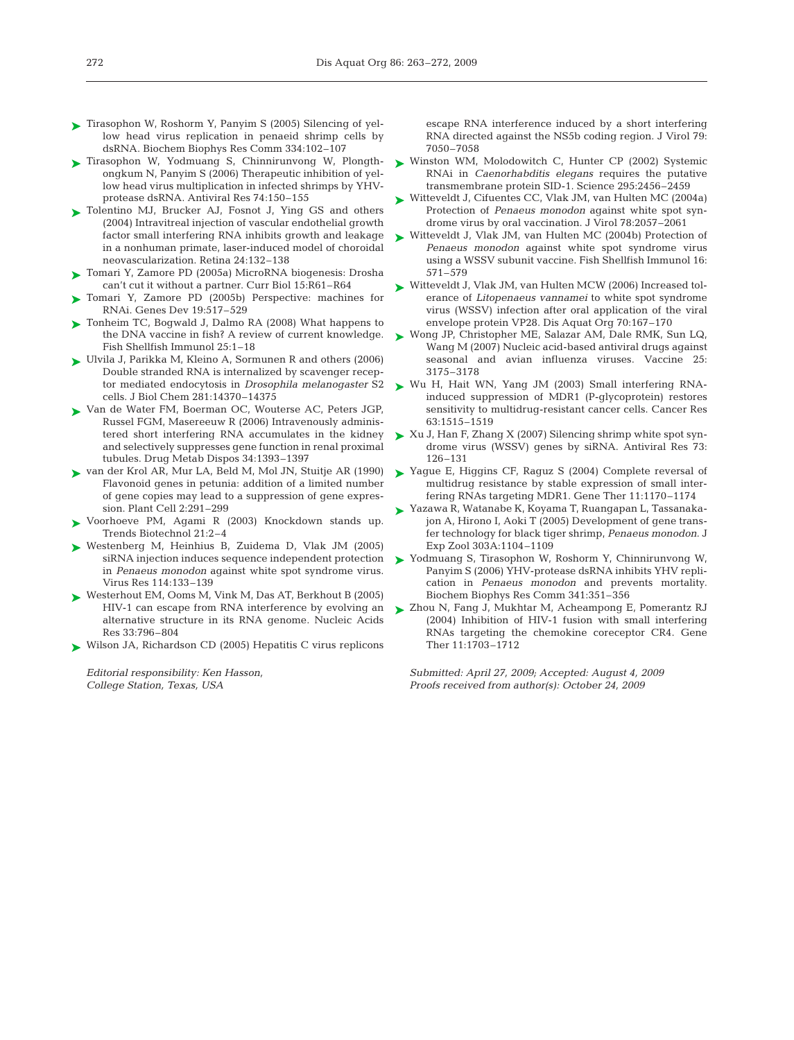- Tirasophon W, Roshorm Y, Panyim S (2005) Silencing of yellow head virus replication in penaeid shrimp cells by dsRNA. Biochem Biophys Res Comm 334:102–107
- Tirasophon W, Yodmuang S, Chinnirunvong W, Plongthongkum N, Panyim S (2006) Therapeutic inhibition of yellow head virus multiplication in infected shrimps by YHV-protease dsRNA. Antiviral Res 74:150–155
- Tolentino MJ, Brucker AJ, Fosnot J, Ying GS and others (2004) Intravitreal injection of vascular endothelial growth factor small interfering RNA inhibits growth and leakage in a nonhuman primate, laser-induced model of choroidal neovascularization. Retina 24:132–138
- Tomari Y, Zamore PD (2005a) MicroRNA biogenesis: Drosha can't cut it without a partner. Curr Biol 15:R61–R64
- Tomari Y, Zamore PD (2005b) Perspective: machines for RNAi. Genes Dev 19:517–529
- Tonheim TC, Bogwald J, Dalmo RA (2008) What happens to the DNA vaccine in fish? A review of current knowledge. Fish Shellfish Immunol 25:1–18
- Ulvila J, Parikka M, Kleino A, Sormunen R and others (2006) Double stranded RNA is internalized by scavenger receptor mediated endocytosis in *Drosophila melanogaster* S2 cells. J Biol Chem 281:14370–14375
- Van de Water FM, Boerman OC, Wouterse AC, Peters JGP, Russel FGM, Masereeuw R (2006) Intravenously administered short interfering RNA accumulates in the kidney and selectively suppresses gene function in renal proximal tubules. Drug Metab Dispos 34:1393–1397
- van der Krol AR, Mur LA, Beld M, Mol JN, Stuitje AR (1990) Flavonoid genes in petunia: addition of a limited number of gene copies may lead to a suppression of gene expression. Plant Cell 2:291–299
- Voorhoeve PM, Agami R (2003) Knockdown stands up. Trends Biotechnol 21:2–4
- Westenberg M, Heinhius B, Zuidema D, Vlak JM (2005) siRNA injection induces sequence independent protection in *Penaeus monodon* against white spot syndrome virus. Virus Res 114:133–139
- Westerhout EM, Ooms M, Vink M, Das AT, Berkhout B (2005) HIV-1 can escape from RNA interference by evolving an alternative structure in its RNA genome. Nucleic Acids Res 33:796–804
- Wilson JA, Richardson CD (2005) Hepatitis C virus replicons escape RNA interference induced by a short interfering RNA directed against the NS5b coding region. J Virol 79: 7050–7058
- Winston WM, Molodowitch C, Hunter CP (2002) Systemic RNAi in *Caenorhabditis elegans* requires the putative transmembrane protein SID-1. Science 295:2456–2459
- Witteveldt J, Cifuentes CC, Vlak JM, van Hulten MC (2004a) Protection of *Penaeus monodon* against white spot syndrome virus by oral vaccination. J Virol 78:2057–2061
- Witteveldt J, Vlak JM, van Hulten MC (2004b) Protection of *Penaeus monodon* against white spot syndrome virus using a WSSV subunit vaccine. Fish Shellfish Immunol 16: 571–579
- Witteveldt J, Vlak JM, van Hulten MCW (2006) Increased tolerance of *Litopenaeus vannamei* to white spot syndrome virus (WSSV) infection after oral application of the viral envelope protein VP28. Dis Aquat Org 70:167–170
- Wong JP, Christopher ME, Salazar AM, Dale RMK, Sun LQ, Wang M (2007) Nucleic acid-based antiviral drugs against seasonal and avian influenza viruses. Vaccine 25: 3175–3178
- Wu H, Hait WN, Yang JM (2003) Small interfering RNA-induced suppression of MDR1 (P-glycoprotein) restores sensitivity to multidrug-resistant cancer cells. Cancer Res 63:1515–1519
- Xu J, Han F, Zhang X (2007) Silencing shrimp white spot syndrome virus (WSSV) genes by siRNA. Antiviral Res 73: 126–131
- Yague E, Higgins CF, Raguz S (2004) Complete reversal of multidrug resistance by stable expression of small interfering RNAs targeting MDR1. Gene Ther 11:1170–1174
- Yazawa R, Watanabe K, Koyama T, Ruangapan L, Tassanakajon A, Hirono I, Aoki T (2005) Development of gene transfer technology for black tiger shrimp, *Penaeus monodon*. J Exp Zool 303A:1104–1109
- Yodmuang S, Tirasophon W, Roshorm Y, Chinnirunvong W, Panyim S (2006) YHV-protease dsRNA inhibits YHV replication in *Penaeus monodon* and prevents mortality. Biochem Biophys Res Comm 341:351–356
- Zhou N, Fang J, Mukhtar M, Acheampong E, Pomerantz RJ (2004) Inhibition of HIV-1 fusion with small interfering RNAs targeting the chemokine coreceptor CR4. Gene Ther 11:1703–1712

*Editorial responsibility: Ken Hasson, College Station, Texas, USA*

*Submitted: April 27, 2009; Accepted: August 4, 2009*
*Proofs received from author(s): October 24, 2009*